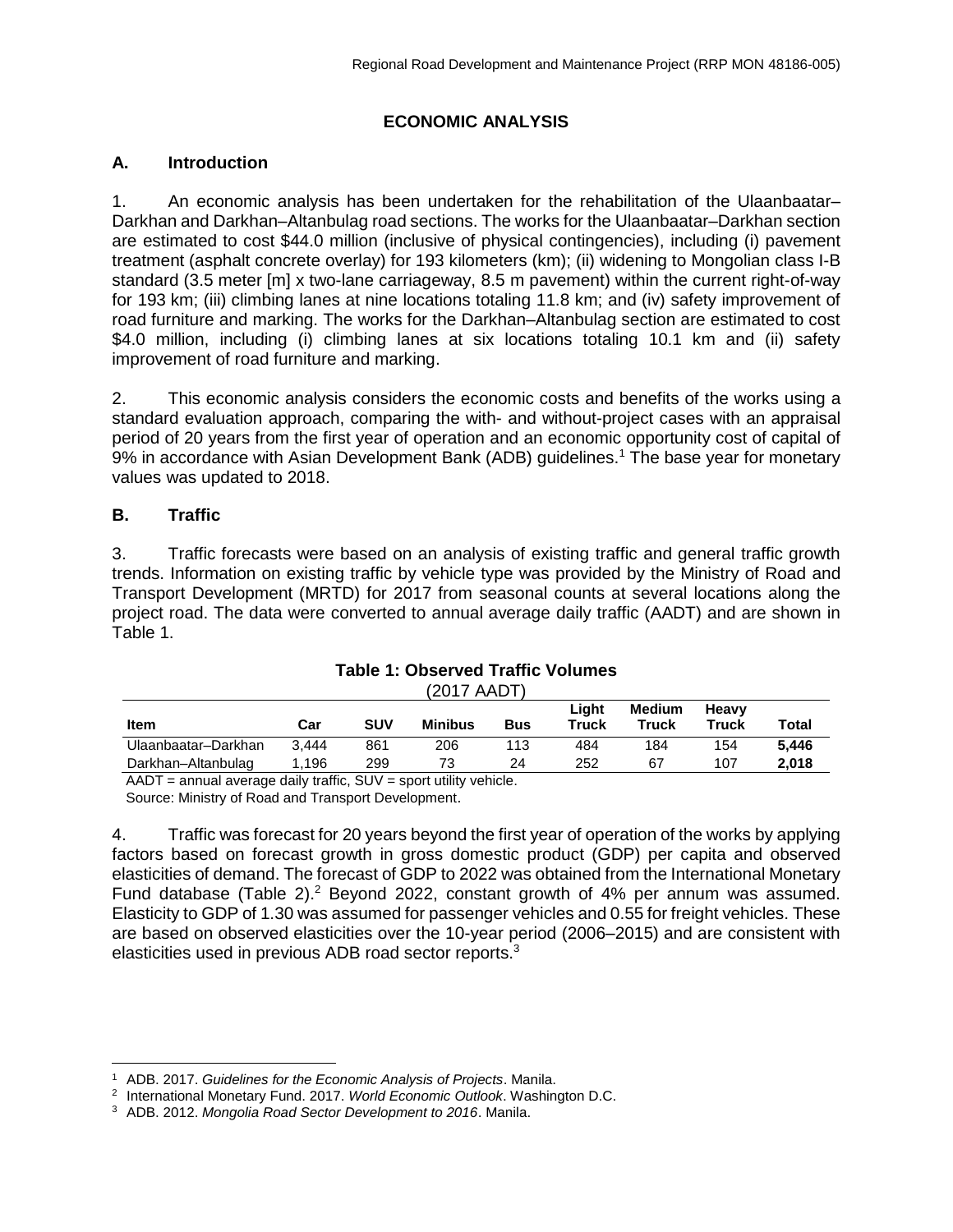# ECONOMIC ANALYSIS

## A. Introduction

1. An economic analysis has been undertaken for the rehabilitation of the Ulaanbaatar–Darkhan and Darkhan–Altanbulag road sections. The works for the Ulaanbaatar–Darkhan section are estimated to cost $44.0 million (inclusive of physical contingencies), including (i) pavement treatment (asphalt concrete overlay) for 193 kilometers (km); (ii) widening to Mongolian class I-B standard (3.5 meter [m] x two-lane carriageway, 8.5 m pavement) within the current right-of-way for 193 km; (iii) climbing lanes at nine locations totaling 11.8 km; and (iv) safety improvement of road furniture and marking. The works for the Darkhan–Altanbulag section are estimated to cost $4.0 million, including (i) climbing lanes at six locations totaling 10.1 km and (ii) safety improvement of road furniture and marking.

2. This economic analysis considers the economic costs and benefits of the works using a standard evaluation approach, comparing the with- and without-project cases with an appraisal period of 20 years from the first year of operation and an economic opportunity cost of capital of 9% in accordance with Asian Development Bank (ADB) guidelines.[1] The base year for monetary values was updated to 2018.

## B. Traffic

3. Traffic forecasts were based on an analysis of existing traffic and general traffic growth trends. Information on existing traffic by vehicle type was provided by the Ministry of Road and Transport Development (MRTD) for 2017 from seasonal counts at several locations along the project road. The data were converted to annual average daily traffic (AADT) and are shown in Table 1.

**Table 1: Observed Traffic Volumes**
(2017 AADT)

| Item | Car | SUV | Minibus | Bus | Light Truck | Medium Truck | Heavy Truck | Total |
|---|---|---|---|---|---|---|---|---|
| Ulaanbaatar–Darkhan | 3,444 | 861 | 206 | 113 | 484 | 184 | 154 | **5,446** |
| Darkhan–Altanbulag | 1,196 | 299 | 73 | 24 | 252 | 67 | 107 | **2,018** |

AADT = annual average daily traffic, SUV = sport utility vehicle.
Source: Ministry of Road and Transport Development.

4. Traffic was forecast for 20 years beyond the first year of operation of the works by applying factors based on forecast growth in gross domestic product (GDP) per capita and observed elasticities of demand. The forecast of GDP to 2022 was obtained from the International Monetary Fund database (Table 2).[2] Beyond 2022, constant growth of 4% per annum was assumed. Elasticity to GDP of 1.30 was assumed for passenger vehicles and 0.55 for freight vehicles. These are based on observed elasticities over the 10-year period (2006–2015) and are consistent with elasticities used in previous ADB road sector reports.[3]

[1] ADB. 2017. *Guidelines for the Economic Analysis of Projects*. Manila.
[2] International Monetary Fund. 2017. *World Economic Outlook*. Washington D.C.
[3] ADB. 2012. *Mongolia Road Sector Development to 2016*. Manila.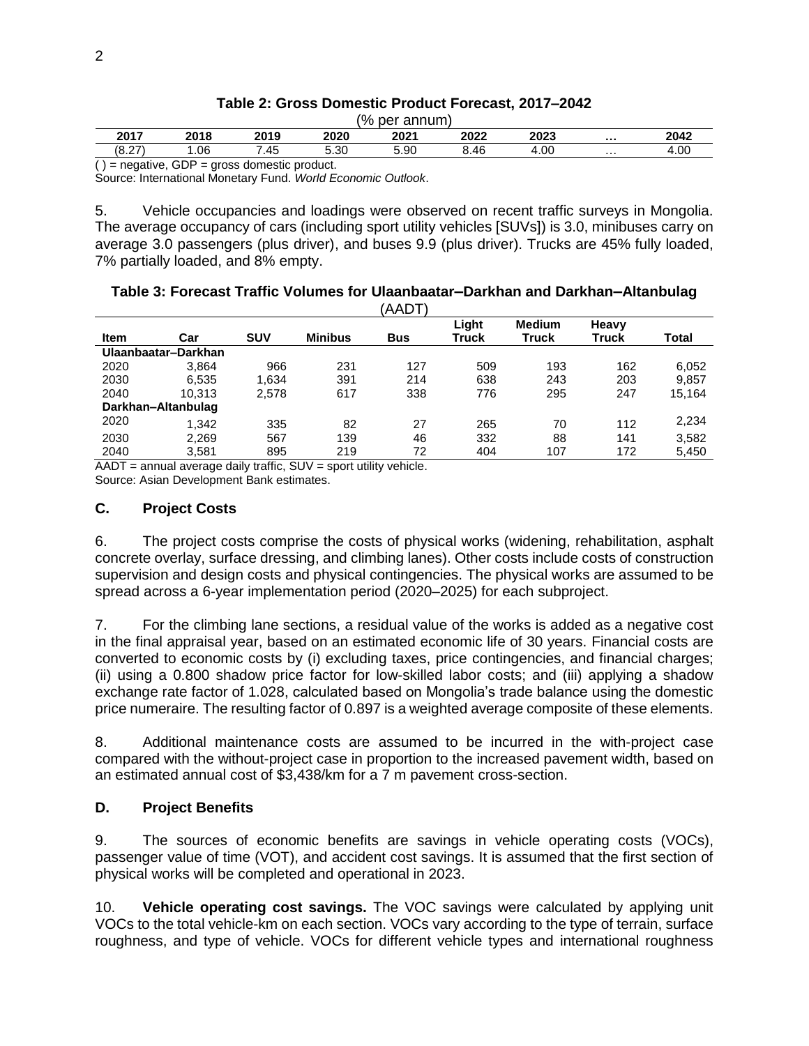**Table 2: Gross Domestic Product Forecast, 2017–2042**

(% per annum)

| 2017 | 2018 | 2019 | 2020 | 2021 | 2022 | 2023 | ... | 2042 |
|---|---|---|---|---|---|---|---|---|
| (8.27) | 1.06 | 7.45 | 5.30 | 5.90 | 8.46 | 4.00 | ... | 4.00 |

( ) = negative, GDP = gross domestic product.

Source: International Monetary Fund. *World Economic Outlook*.

5. Vehicle occupancies and loadings were observed on recent traffic surveys in Mongolia. The average occupancy of cars (including sport utility vehicles [SUVs]) is 3.0, minibuses carry on average 3.0 passengers (plus driver), and buses 9.9 (plus driver). Trucks are 45% fully loaded, 7% partially loaded, and 8% empty.

**Table 3: Forecast Traffic Volumes for Ulaanbaatar–Darkhan and Darkhan–Altanbulag**

(AADT)

| Item | Car | SUV | Minibus | Bus | Light Truck | Medium Truck | Heavy Truck | Total |
|---|---|---|---|---|---|---|---|---|
| **Ulaanbaatar–Darkhan** | | | | | | | | |
| 2020 | 3,864 | 966 | 231 | 127 | 509 | 193 | 162 | 6,052 |
| 2030 | 6,535 | 1,634 | 391 | 214 | 638 | 243 | 203 | 9,857 |
| 2040 | 10,313 | 2,578 | 617 | 338 | 776 | 295 | 247 | 15,164 |
| **Darkhan–Altanbulag** | | | | | | | | |
| 2020 | 1,342 | 335 | 82 | 27 | 265 | 70 | 112 | 2,234 |
| 2030 | 2,269 | 567 | 139 | 46 | 332 | 88 | 141 | 3,582 |
| 2040 | 3,581 | 895 | 219 | 72 | 404 | 107 | 172 | 5,450 |

AADT = annual average daily traffic, SUV = sport utility vehicle.

Source: Asian Development Bank estimates.

## C. Project Costs

6. The project costs comprise the costs of physical works (widening, rehabilitation, asphalt concrete overlay, surface dressing, and climbing lanes). Other costs include costs of construction supervision and design costs and physical contingencies. The physical works are assumed to be spread across a 6-year implementation period (2020–2025) for each subproject.

7. For the climbing lane sections, a residual value of the works is added as a negative cost in the final appraisal year, based on an estimated economic life of 30 years. Financial costs are converted to economic costs by (i) excluding taxes, price contingencies, and financial charges; (ii) using a 0.800 shadow price factor for low-skilled labor costs; and (iii) applying a shadow exchange rate factor of 1.028, calculated based on Mongolia's trade balance using the domestic price numeraire. The resulting factor of 0.897 is a weighted average composite of these elements.

8. Additional maintenance costs are assumed to be incurred in the with-project case compared with the without-project case in proportion to the increased pavement width, based on an estimated annual cost of $3,438/km for a 7 m pavement cross-section.

## D. Project Benefits

9. The sources of economic benefits are savings in vehicle operating costs (VOCs), passenger value of time (VOT), and accident cost savings. It is assumed that the first section of physical works will be completed and operational in 2023.

10. **Vehicle operating cost savings.** The VOC savings were calculated by applying unit VOCs to the total vehicle-km on each section. VOCs vary according to the type of terrain, surface roughness, and type of vehicle. VOCs for different vehicle types and international roughness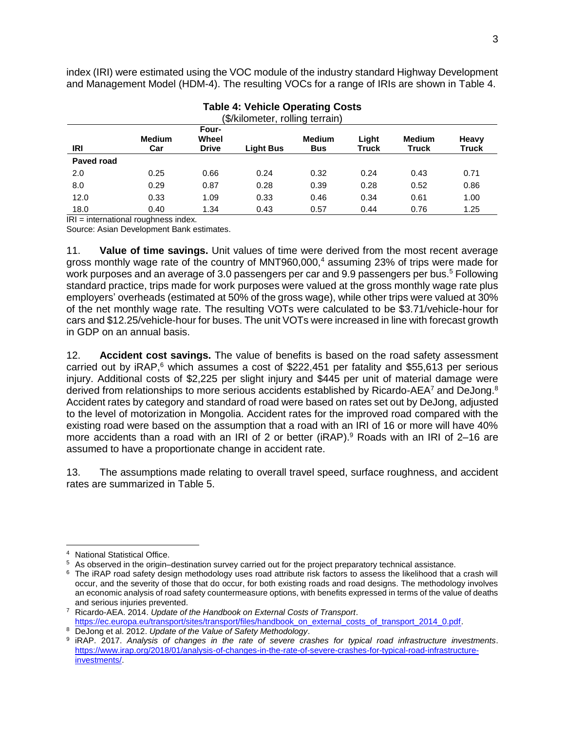index (IRI) were estimated using the VOC module of the industry standard Highway Development and Management Model (HDM-4). The resulting VOCs for a range of IRIs are shown in Table 4.

**Table 4: Vehicle Operating Costs**
($/kilometer, rolling terrain)

| IRI | Medium Car | Four-Wheel Drive | Light Bus | Medium Bus | Light Truck | Medium Truck | Heavy Truck |
|---|---|---|---|---|---|---|---|
| **Paved road** | | | | | | | |
| 2.0 | 0.25 | 0.66 | 0.24 | 0.32 | 0.24 | 0.43 | 0.71 |
| 8.0 | 0.29 | 0.87 | 0.28 | 0.39 | 0.28 | 0.52 | 0.86 |
| 12.0 | 0.33 | 1.09 | 0.33 | 0.46 | 0.34 | 0.61 | 1.00 |
| 18.0 | 0.40 | 1.34 | 0.43 | 0.57 | 0.44 | 0.76 | 1.25 |

IRI = international roughness index.
Source: Asian Development Bank estimates.

11. **Value of time savings.** Unit values of time were derived from the most recent average gross monthly wage rate of the country of MNT960,000,[4] assuming 23% of trips were made for work purposes and an average of 3.0 passengers per car and 9.9 passengers per bus.[5] Following standard practice, trips made for work purposes were valued at the gross monthly wage rate plus employers' overheads (estimated at 50% of the gross wage), while other trips were valued at 30% of the net monthly wage rate. The resulting VOTs were calculated to be $3.71/vehicle-hour for cars and $12.25/vehicle-hour for buses. The unit VOTs were increased in line with forecast growth in GDP on an annual basis.

12. **Accident cost savings.** The value of benefits is based on the road safety assessment carried out by iRAP,[6] which assumes a cost of $222,451 per fatality and $55,613 per serious injury. Additional costs of $2,225 per slight injury and $445 per unit of material damage were derived from relationships to more serious accidents established by Ricardo-AEA[7] and DeJong.[8] Accident rates by category and standard of road were based on rates set out by DeJong, adjusted to the level of motorization in Mongolia. Accident rates for the improved road compared with the existing road were based on the assumption that a road with an IRI of 16 or more will have 40% more accidents than a road with an IRI of 2 or better (iRAP).[9] Roads with an IRI of 2–16 are assumed to have a proportionate change in accident rate.

13. The assumptions made relating to overall travel speed, surface roughness, and accident rates are summarized in Table 5.

---

[4] National Statistical Office.

[5] As observed in the origin–destination survey carried out for the project preparatory technical assistance.

[6] The iRAP road safety design methodology uses road attribute risk factors to assess the likelihood that a crash will occur, and the severity of those that do occur, for both existing roads and road designs. The methodology involves an economic analysis of road safety countermeasure options, with benefits expressed in terms of the value of deaths and serious injuries prevented.

[7] Ricardo-AEA. 2014. *Update of the Handbook on External Costs of Transport*. https://ec.europa.eu/transport/sites/transport/files/handbook_on_external_costs_of_transport_2014_0.pdf.

[8] DeJong et al. 2012. *Update of the Value of Safety Methodology*.

[9] iRAP. 2017. *Analysis of changes in the rate of severe crashes for typical road infrastructure investments*. https://www.irap.org/2018/01/analysis-of-changes-in-the-rate-of-severe-crashes-for-typical-road-infrastructure-investments/.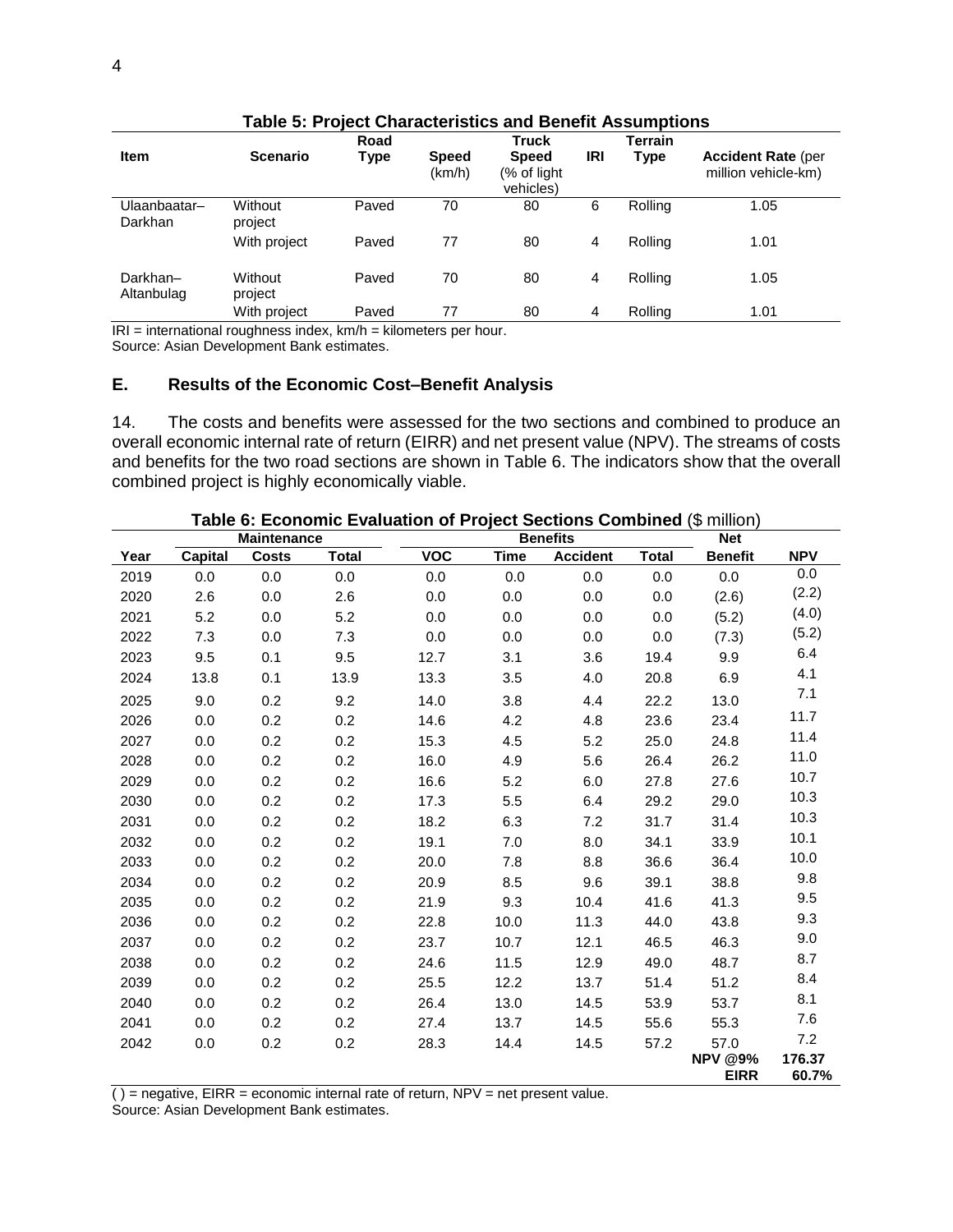**Table 5: Project Characteristics and Benefit Assumptions**

| Item | Scenario | Road Type | Speed (km/h) | Truck Speed (% of light vehicles) | IRI | Terrain Type | Accident Rate (per million vehicle-km) |
|---|---|---|---|---|---|---|---|
| Ulaanbaatar–Darkhan | Without project | Paved | 70 | 80 | 6 | Rolling | 1.05 |
| | With project | Paved | 77 | 80 | 4 | Rolling | 1.01 |
| Darkhan–Altanbulag | Without project | Paved | 70 | 80 | 4 | Rolling | 1.05 |
| | With project | Paved | 77 | 80 | 4 | Rolling | 1.01 |

IRI = international roughness index, km/h = kilometers per hour.
Source: Asian Development Bank estimates.

## E. Results of the Economic Cost–Benefit Analysis

14. The costs and benefits were assessed for the two sections and combined to produce an overall economic internal rate of return (EIRR) and net present value (NPV). The streams of costs and benefits for the two road sections are shown in Table 6. The indicators show that the overall combined project is highly economically viable.

**Table 6: Economic Evaluation of Project Sections Combined** ($ million)

| Year | Capital | Maintenance Costs | Total | VOC | Time | Accident | Total | Net Benefit | NPV |
|---|---|---|---|---|---|---|---|---|---|
| | | | | Benefits | | | | | |
| 2019 | 0.0 | 0.0 | 0.0 | 0.0 | 0.0 | 0.0 | 0.0 | 0.0 | 0.0 |
| 2020 | 2.6 | 0.0 | 2.6 | 0.0 | 0.0 | 0.0 | 0.0 | (2.6) | (2.2) |
| 2021 | 5.2 | 0.0 | 5.2 | 0.0 | 0.0 | 0.0 | 0.0 | (5.2) | (4.0) |
| 2022 | 7.3 | 0.0 | 7.3 | 0.0 | 0.0 | 0.0 | 0.0 | (7.3) | (5.2) |
| 2023 | 9.5 | 0.1 | 9.5 | 12.7 | 3.1 | 3.6 | 19.4 | 9.9 | 6.4 |
| 2024 | 13.8 | 0.1 | 13.9 | 13.3 | 3.5 | 4.0 | 20.8 | 6.9 | 4.1 |
| 2025 | 9.0 | 0.2 | 9.2 | 14.0 | 3.8 | 4.4 | 22.2 | 13.0 | 7.1 |
| 2026 | 0.0 | 0.2 | 0.2 | 14.6 | 4.2 | 4.8 | 23.6 | 23.4 | 11.7 |
| 2027 | 0.0 | 0.2 | 0.2 | 15.3 | 4.5 | 5.2 | 25.0 | 24.8 | 11.4 |
| 2028 | 0.0 | 0.2 | 0.2 | 16.0 | 4.9 | 5.6 | 26.4 | 26.2 | 11.0 |
| 2029 | 0.0 | 0.2 | 0.2 | 16.6 | 5.2 | 6.0 | 27.8 | 27.6 | 10.7 |
| 2030 | 0.0 | 0.2 | 0.2 | 17.3 | 5.5 | 6.4 | 29.2 | 29.0 | 10.3 |
| 2031 | 0.0 | 0.2 | 0.2 | 18.2 | 6.3 | 7.2 | 31.7 | 31.4 | 10.3 |
| 2032 | 0.0 | 0.2 | 0.2 | 19.1 | 7.0 | 8.0 | 34.1 | 33.9 | 10.1 |
| 2033 | 0.0 | 0.2 | 0.2 | 20.0 | 7.8 | 8.8 | 36.6 | 36.4 | 10.0 |
| 2034 | 0.0 | 0.2 | 0.2 | 20.9 | 8.5 | 9.6 | 39.1 | 38.8 | 9.8 |
| 2035 | 0.0 | 0.2 | 0.2 | 21.9 | 9.3 | 10.4 | 41.6 | 41.3 | 9.5 |
| 2036 | 0.0 | 0.2 | 0.2 | 22.8 | 10.0 | 11.3 | 44.0 | 43.8 | 9.3 |
| 2037 | 0.0 | 0.2 | 0.2 | 23.7 | 10.7 | 12.1 | 46.5 | 46.3 | 9.0 |
| 2038 | 0.0 | 0.2 | 0.2 | 24.6 | 11.5 | 12.9 | 49.0 | 48.7 | 8.7 |
| 2039 | 0.0 | 0.2 | 0.2 | 25.5 | 12.2 | 13.7 | 51.4 | 51.2 | 8.4 |
| 2040 | 0.0 | 0.2 | 0.2 | 26.4 | 13.0 | 14.5 | 53.9 | 53.7 | 8.1 |
| 2041 | 0.0 | 0.2 | 0.2 | 27.4 | 13.7 | 14.5 | 55.6 | 55.3 | 7.6 |
| 2042 | 0.0 | 0.2 | 0.2 | 28.3 | 14.4 | 14.5 | 57.2 | 57.0 | 7.2 |
| | | | | | | | | **NPV @9%** | **176.37** |
| | | | | | | | | **EIRR** | **60.7%** |

( ) = negative, EIRR = economic internal rate of return, NPV = net present value.
Source: Asian Development Bank estimates.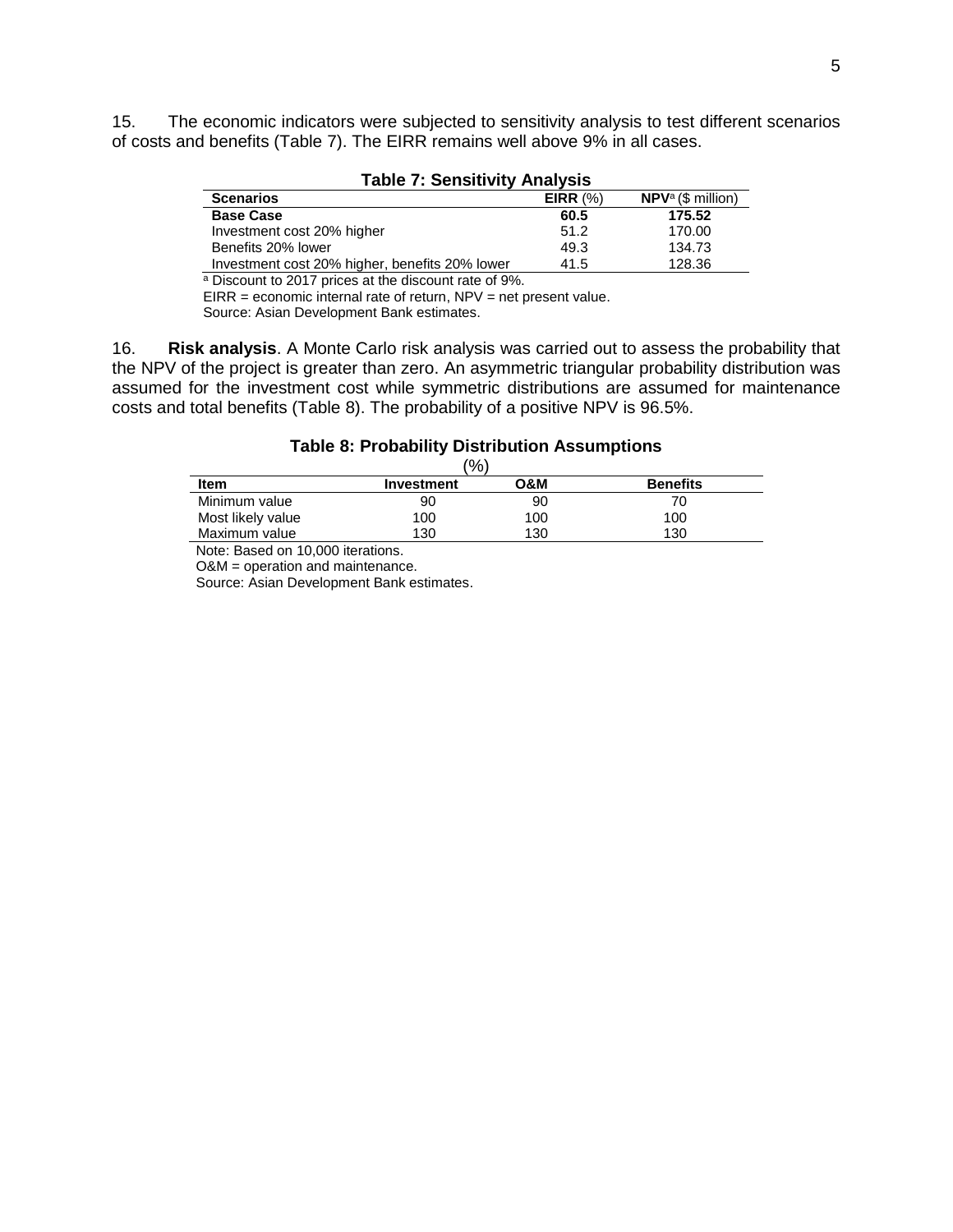15. The economic indicators were subjected to sensitivity analysis to test different scenarios of costs and benefits (Table 7). The EIRR remains well above 9% in all cases.

**Table 7: Sensitivity Analysis**

| Scenarios | EIRR (%) | NPV[a] ($ million) |
|---|---|---|
| **Base Case** | **60.5** | **175.52** |
| Investment cost 20% higher | 51.2 | 170.00 |
| Benefits 20% lower | 49.3 | 134.73 |
| Investment cost 20% higher, benefits 20% lower | 41.5 | 128.36 |

[a] Discount to 2017 prices at the discount rate of 9%.

EIRR = economic internal rate of return, NPV = net present value.

Source: Asian Development Bank estimates.

16. **Risk analysis**. A Monte Carlo risk analysis was carried out to assess the probability that the NPV of the project is greater than zero. An asymmetric triangular probability distribution was assumed for the investment cost while symmetric distributions are assumed for maintenance costs and total benefits (Table 8). The probability of a positive NPV is 96.5%.

**Table 8: Probability Distribution Assumptions**

(%)

| Item | Investment | O&M | Benefits |
|---|---|---|---|
| Minimum value | 90 | 90 | 70 |
| Most likely value | 100 | 100 | 100 |
| Maximum value | 130 | 130 | 130 |

Note: Based on 10,000 iterations.

O&M = operation and maintenance.

Source: Asian Development Bank estimates.